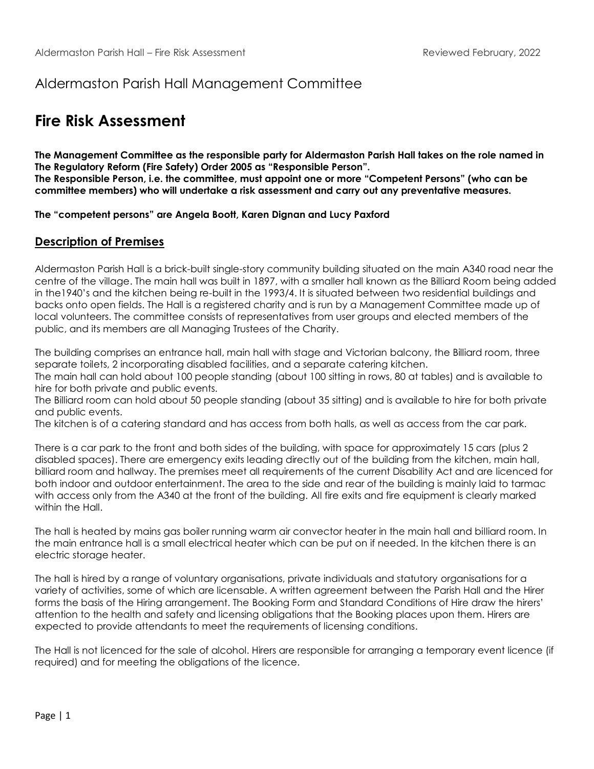Aldermaston Parish Hall Management Committee

# Fire Risk Assessment

**The Management Committee as the responsible party for Aldermaston Parish Hall takes on the role named in The Regulatory Reform (Fire Safety) Order 2005 as "Responsible Person".**
**The Responsible Person, i.e. the committee, must appoint one or more "Competent Persons" (who can be committee members) who will undertake a risk assessment and carry out any preventative measures.**

**The "competent persons" are Angela Boott, Karen Dignan and Lucy Paxford**

## Description of Premises

Aldermaston Parish Hall is a brick-built single-story community building situated on the main A340 road near the centre of the village. The main hall was built in 1897, with a smaller hall known as the Billiard Room being added in the1940's and the kitchen being re-built in the 1993/4. It is situated between two residential buildings and backs onto open fields. The Hall is a registered charity and is run by a Management Committee made up of local volunteers. The committee consists of representatives from user groups and elected members of the public, and its members are all Managing Trustees of the Charity.

The building comprises an entrance hall, main hall with stage and Victorian balcony, the Billiard room, three separate toilets, 2 incorporating disabled facilities, and a separate catering kitchen.
The main hall can hold about 100 people standing (about 100 sitting in rows, 80 at tables) and is available to hire for both private and public events.
The Billiard room can hold about 50 people standing (about 35 sitting) and is available to hire for both private and public events.
The kitchen is of a catering standard and has access from both halls, as well as access from the car park.

There is a car park to the front and both sides of the building, with space for approximately 15 cars (plus 2 disabled spaces). There are emergency exits leading directly out of the building from the kitchen, main hall, billiard room and hallway. The premises meet all requirements of the current Disability Act and are licenced for both indoor and outdoor entertainment. The area to the side and rear of the building is mainly laid to tarmac with access only from the A340 at the front of the building. All fire exits and fire equipment is clearly marked within the Hall.

The hall is heated by mains gas boiler running warm air convector heater in the main hall and billiard room. In the main entrance hall is a small electrical heater which can be put on if needed. In the kitchen there is an electric storage heater.

The hall is hired by a range of voluntary organisations, private individuals and statutory organisations for a variety of activities, some of which are licensable. A written agreement between the Parish Hall and the Hirer forms the basis of the Hiring arrangement. The Booking Form and Standard Conditions of Hire draw the hirers' attention to the health and safety and licensing obligations that the Booking places upon them. Hirers are expected to provide attendants to meet the requirements of licensing conditions.

The Hall is not licenced for the sale of alcohol. Hirers are responsible for arranging a temporary event licence (if required) and for meeting the obligations of the licence.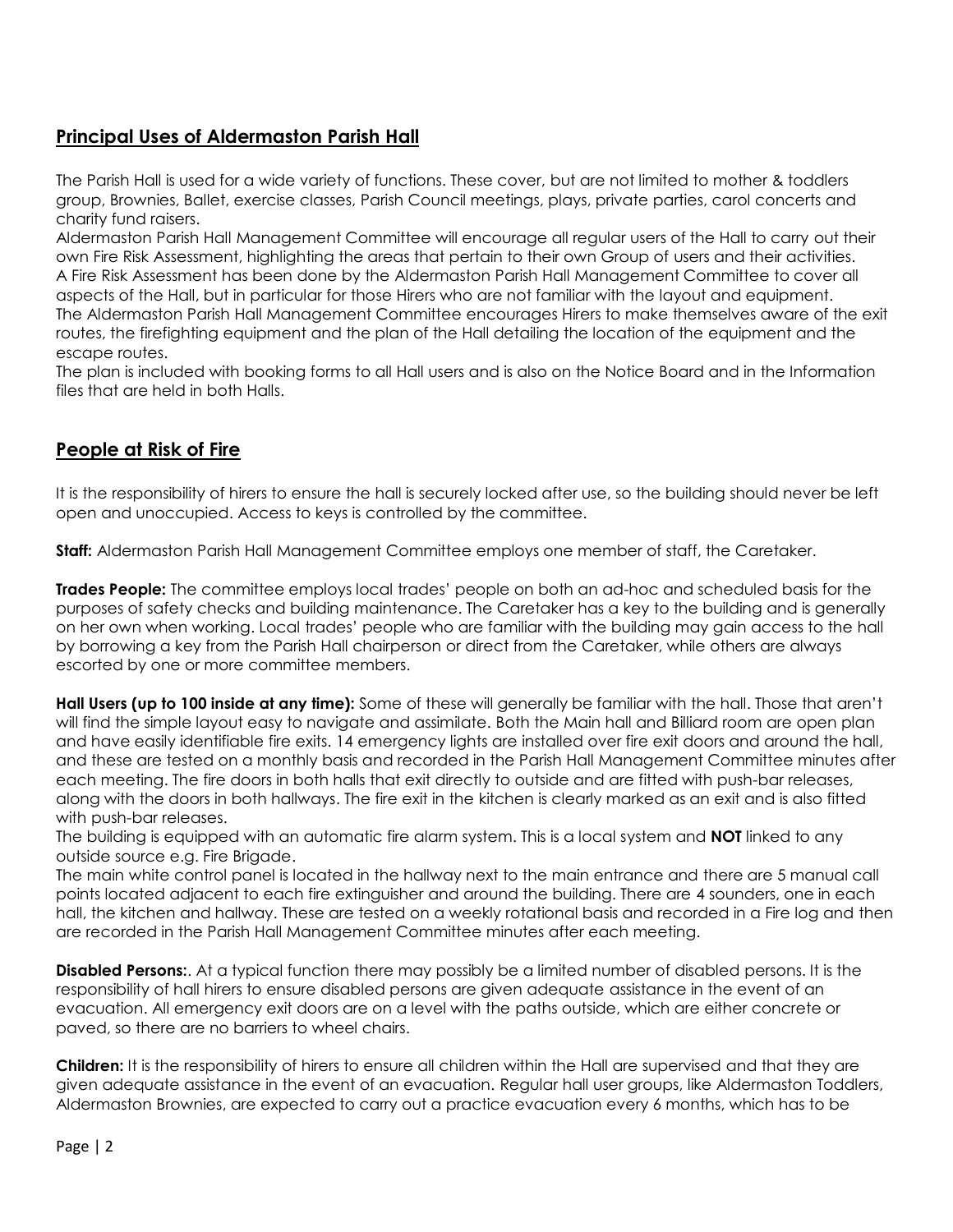## **Principal Uses of Aldermaston Parish Hall**

The Parish Hall is used for a wide variety of functions. These cover, but are not limited to mother & toddlers group, Brownies, Ballet, exercise classes, Parish Council meetings, plays, private parties, carol concerts and charity fund raisers.

Aldermaston Parish Hall Management Committee will encourage all regular users of the Hall to carry out their own Fire Risk Assessment, highlighting the areas that pertain to their own Group of users and their activities.

A Fire Risk Assessment has been done by the Aldermaston Parish Hall Management Committee to cover all aspects of the Hall, but in particular for those Hirers who are not familiar with the layout and equipment.

The Aldermaston Parish Hall Management Committee encourages Hirers to make themselves aware of the exit routes, the firefighting equipment and the plan of the Hall detailing the location of the equipment and the escape routes.

The plan is included with booking forms to all Hall users and is also on the Notice Board and in the Information files that are held in both Halls.

## **People at Risk of Fire**

It is the responsibility of hirers to ensure the hall is securely locked after use, so the building should never be left open and unoccupied. Access to keys is controlled by the committee.

**Staff:** Aldermaston Parish Hall Management Committee employs one member of staff, the Caretaker.

**Trades People:** The committee employs local trades' people on both an ad-hoc and scheduled basis for the purposes of safety checks and building maintenance. The Caretaker has a key to the building and is generally on her own when working. Local trades' people who are familiar with the building may gain access to the hall by borrowing a key from the Parish Hall chairperson or direct from the Caretaker, while others are always escorted by one or more committee members.

**Hall Users (up to 100 inside at any time):** Some of these will generally be familiar with the hall. Those that aren't will find the simple layout easy to navigate and assimilate. Both the Main hall and Billiard room are open plan and have easily identifiable fire exits. 14 emergency lights are installed over fire exit doors and around the hall, and these are tested on a monthly basis and recorded in the Parish Hall Management Committee minutes after each meeting. The fire doors in both halls that exit directly to outside and are fitted with push-bar releases, along with the doors in both hallways. The fire exit in the kitchen is clearly marked as an exit and is also fitted with push-bar releases.

The building is equipped with an automatic fire alarm system. This is a local system and **NOT** linked to any outside source e.g. Fire Brigade.

The main white control panel is located in the hallway next to the main entrance and there are 5 manual call points located adjacent to each fire extinguisher and around the building. There are 4 sounders, one in each hall, the kitchen and hallway. These are tested on a weekly rotational basis and recorded in a Fire log and then are recorded in the Parish Hall Management Committee minutes after each meeting.

**Disabled Persons:**. At a typical function there may possibly be a limited number of disabled persons. It is the responsibility of hall hirers to ensure disabled persons are given adequate assistance in the event of an evacuation. All emergency exit doors are on a level with the paths outside, which are either concrete or paved, so there are no barriers to wheel chairs.

**Children:** It is the responsibility of hirers to ensure all children within the Hall are supervised and that they are given adequate assistance in the event of an evacuation. Regular hall user groups, like Aldermaston Toddlers, Aldermaston Brownies, are expected to carry out a practice evacuation every 6 months, which has to be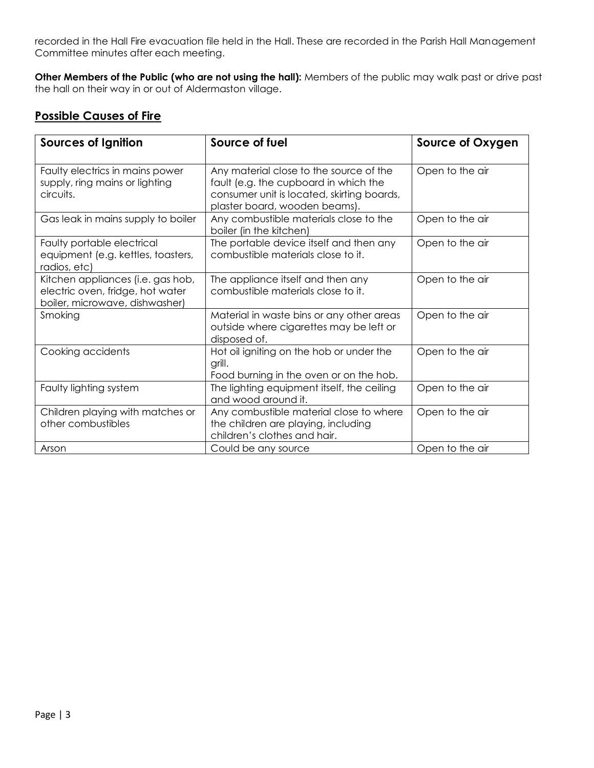recorded in the Hall Fire evacuation file held in the Hall. These are recorded in the Parish Hall Management Committee minutes after each meeting.

**Other Members of the Public (who are not using the hall):** Members of the public may walk past or drive past the hall on their way in or out of Aldermaston village.

## Possible Causes of Fire

| Sources of Ignition | Source of fuel | Source of Oxygen |
|---|---|---|
| Faulty electrics in mains power supply, ring mains or lighting circuits. | Any material close to the source of the fault (e.g. the cupboard in which the consumer unit is located, skirting boards, plaster board, wooden beams). | Open to the air |
| Gas leak in mains supply to boiler | Any combustible materials close to the boiler (in the kitchen) | Open to the air |
| Faulty portable electrical equipment (e.g. kettles, toasters, radios, etc) | The portable device itself and then any combustible materials close to it. | Open to the air |
| Kitchen appliances (i.e. gas hob, electric oven, fridge, hot water boiler, microwave, dishwasher) | The appliance itself and then any combustible materials close to it. | Open to the air |
| Smoking | Material in waste bins or any other areas outside where cigarettes may be left or disposed of. | Open to the air |
| Cooking accidents | Hot oil igniting on the hob or under the grill. Food burning in the oven or on the hob. | Open to the air |
| Faulty lighting system | The lighting equipment itself, the ceiling and wood around it. | Open to the air |
| Children playing with matches or other combustibles | Any combustible material close to where the children are playing, including children's clothes and hair. | Open to the air |
| Arson | Could be any source | Open to the air |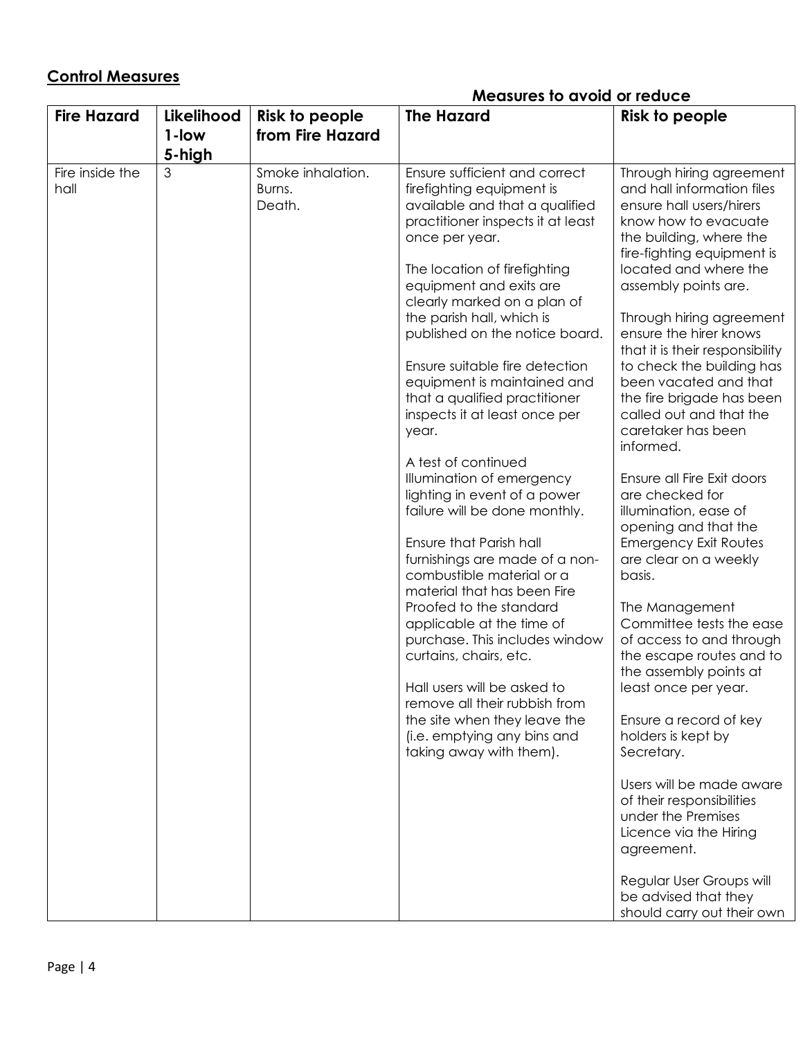## Control Measures

| Fire Hazard | Likelihood 1-low 5-high | Risk to people from Fire Hazard | Measures to avoid or reduce The Hazard | Risk to people |
|---|---|---|---|---|
| Fire inside the hall | 3 | Smoke inhalation.<br>Burns.<br>Death. | Ensure sufficient and correct firefighting equipment is available and that a qualified practitioner inspects it at least once per year.<br><br>The location of firefighting equipment and exits are clearly marked on a plan of the parish hall, which is published on the notice board.<br><br>Ensure suitable fire detection equipment is maintained and that a qualified practitioner inspects it at least once per year.<br><br>A test of continued Illumination of emergency lighting in event of a power failure will be done monthly.<br><br>Ensure that Parish hall furnishings are made of a non-combustible material or a material that has been Fire Proofed to the standard applicable at the time of purchase. This includes window curtains, chairs, etc.<br><br>Hall users will be asked to remove all their rubbish from the site when they leave the (i.e. emptying any bins and taking away with them). | Through hiring agreement and hall information files ensure hall users/hirers know how to evacuate the building, where the fire-fighting equipment is located and where the assembly points are.<br><br>Through hiring agreement ensure the hirer knows that it is their responsibility to check the building has been vacated and that the fire brigade has been called out and that the caretaker has been informed.<br><br>Ensure all Fire Exit doors are checked for illumination, ease of opening and that the Emergency Exit Routes are clear on a weekly basis.<br><br>The Management Committee tests the ease of access to and through the escape routes and to the assembly points at least once per year.<br><br>Ensure a record of key holders is kept by Secretary.<br><br>Users will be made aware of their responsibilities under the Premises Licence via the Hiring agreement.<br><br>Regular User Groups will be advised that they should carry out their own |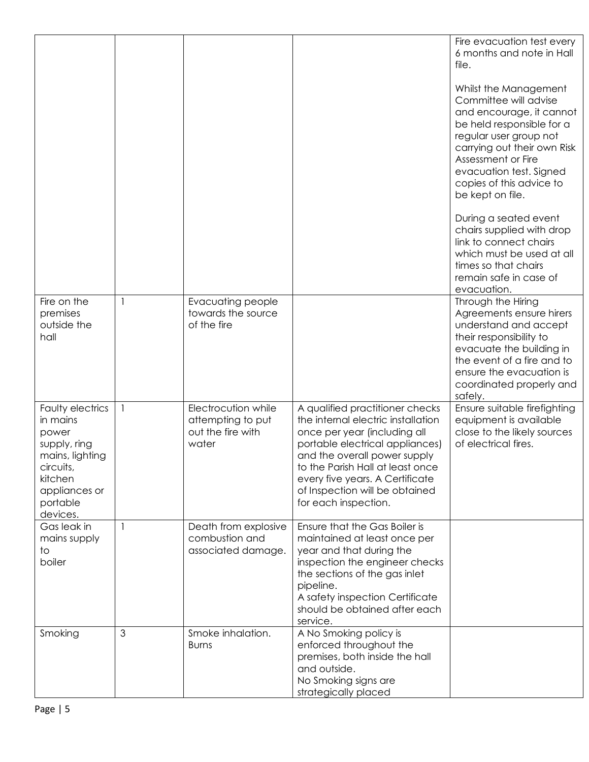| | | | | |
|---|---|---|---|---|
| | | | | Fire evacuation test every 6 months and note in Hall file.<br><br>Whilst the Management Committee will advise and encourage, it cannot be held responsible for a regular user group not carrying out their own Risk Assessment or Fire evacuation test. Signed copies of this advice to be kept on file.<br><br>During a seated event chairs supplied with drop link to connect chairs which must be used at all times so that chairs remain safe in case of evacuation. |
| Fire on the premises outside the hall | 1 | Evacuating people towards the source of the fire | | Through the Hiring Agreements ensure hirers understand and accept their responsibility to evacuate the building in the event of a fire and to ensure the evacuation is coordinated properly and safely. |
| Faulty electrics in mains power supply, ring mains, lighting circuits, kitchen appliances or portable devices. | 1 | Electrocution while attempting to put out the fire with water | A qualified practitioner checks the internal electric installation once per year (including all portable electrical appliances) and the overall power supply to the Parish Hall at least once every five years. A Certificate of Inspection will be obtained for each inspection. | Ensure suitable firefighting equipment is available close to the likely sources of electrical fires. |
| Gas leak in mains supply to boiler | 1 | Death from explosive combustion and associated damage. | Ensure that the Gas Boiler is maintained at least once per year and that during the inspection the engineer checks the sections of the gas inlet pipeline.<br>A safety inspection Certificate should be obtained after each service. | |
| Smoking | 3 | Smoke inhalation. Burns | A No Smoking policy is enforced throughout the premises, both inside the hall and outside.<br>No Smoking signs are strategically placed | |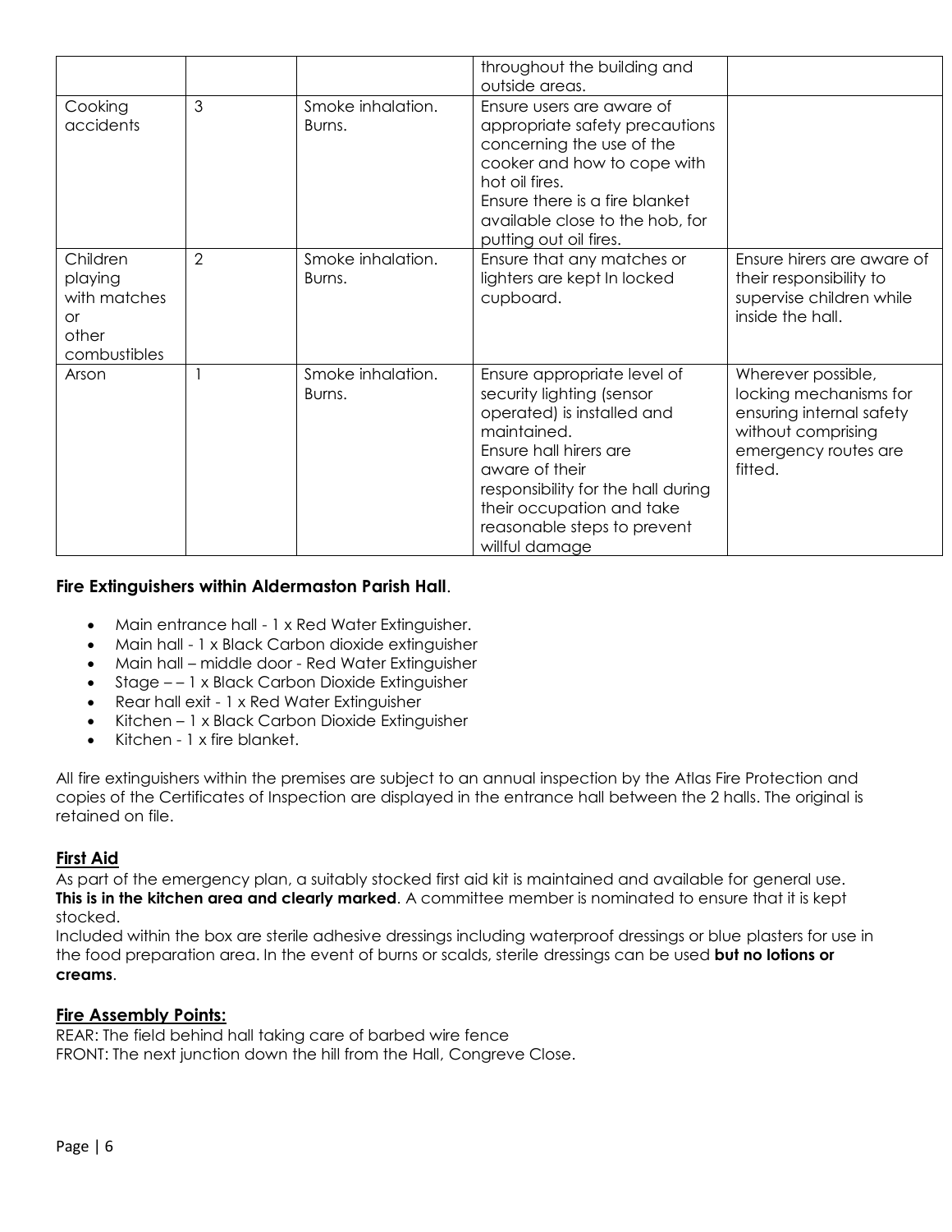| | | | throughout the building and outside areas. | |
|---|---|---|---|---|
| Cooking accidents | 3 | Smoke inhalation. Burns. | Ensure users are aware of appropriate safety precautions concerning the use of the cooker and how to cope with hot oil fires. Ensure there is a fire blanket available close to the hob, for putting out oil fires. | |
| Children playing with matches or other combustibles | 2 | Smoke inhalation. Burns. | Ensure that any matches or lighters are kept In locked cupboard. | Ensure hirers are aware of their responsibility to supervise children while inside the hall. |
| Arson | 1 | Smoke inhalation. Burns. | Ensure appropriate level of security lighting (sensor operated) is installed and maintained. Ensure hall hirers are aware of their responsibility for the hall during their occupation and take reasonable steps to prevent willful damage | Wherever possible, locking mechanisms for ensuring internal safety without comprising emergency routes are fitted. |

**Fire Extinguishers within Aldermaston Parish Hall**.

- Main entrance hall - 1 x Red Water Extinguisher.
- Main hall - 1 x Black Carbon dioxide extinguisher
- Main hall – middle door - Red Water Extinguisher
- Stage – – 1 x Black Carbon Dioxide Extinguisher
- Rear hall exit - 1 x Red Water Extinguisher
- Kitchen – 1 x Black Carbon Dioxide Extinguisher
- Kitchen - 1 x fire blanket.

All fire extinguishers within the premises are subject to an annual inspection by the Atlas Fire Protection and copies of the Certificates of Inspection are displayed in the entrance hall between the 2 halls. The original is retained on file.

## First Aid

As part of the emergency plan, a suitably stocked first aid kit is maintained and available for general use. **This is in the kitchen area and clearly marked**. A committee member is nominated to ensure that it is kept stocked.

Included within the box are sterile adhesive dressings including waterproof dressings or blue plasters for use in the food preparation area. In the event of burns or scalds, sterile dressings can be used **but no lotions or creams**.

## Fire Assembly Points:

REAR: The field behind hall taking care of barbed wire fence
FRONT: The next junction down the hill from the Hall, Congreve Close.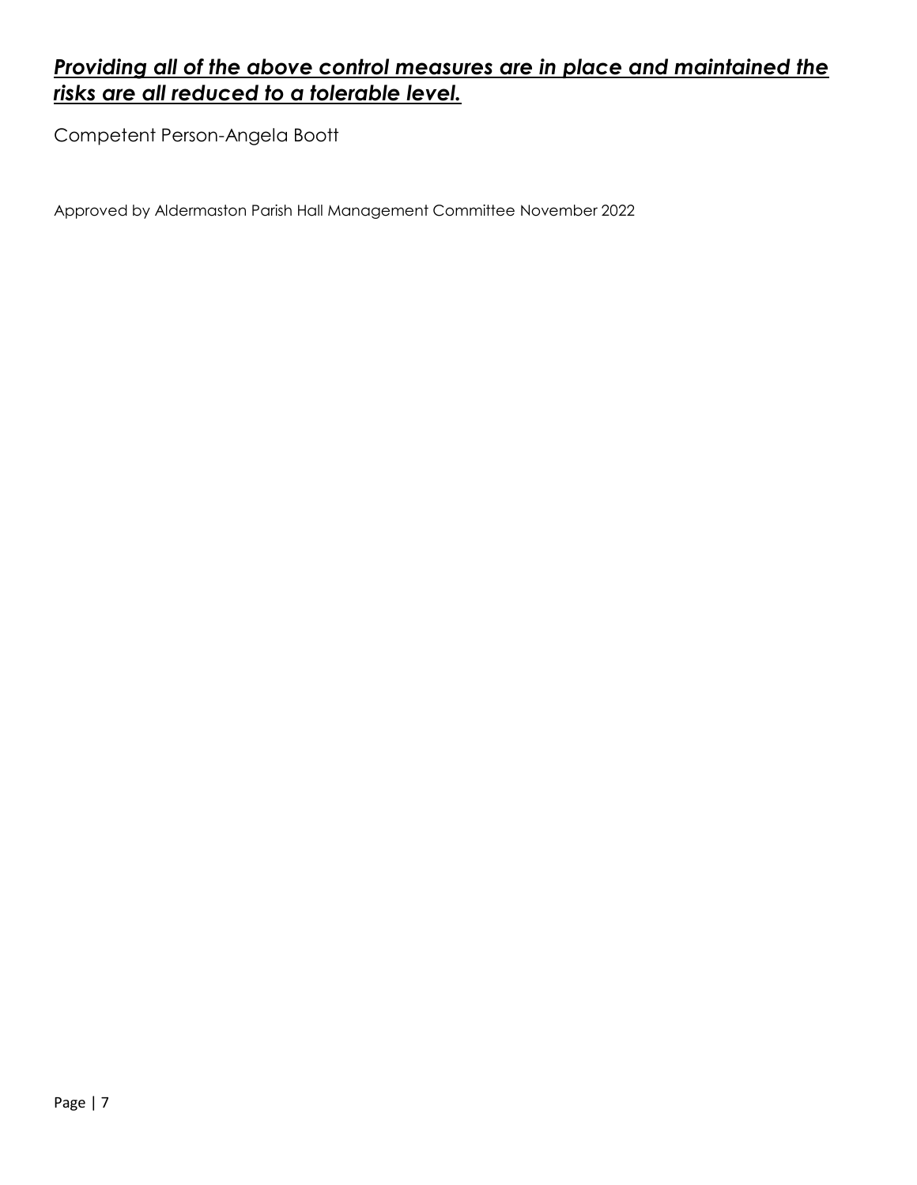***<u>Providing all of the above control measures are in place and maintained the risks are all reduced to a tolerable level.</u>***

Competent Person-Angela Boott

Approved by Aldermaston Parish Hall Management Committee November 2022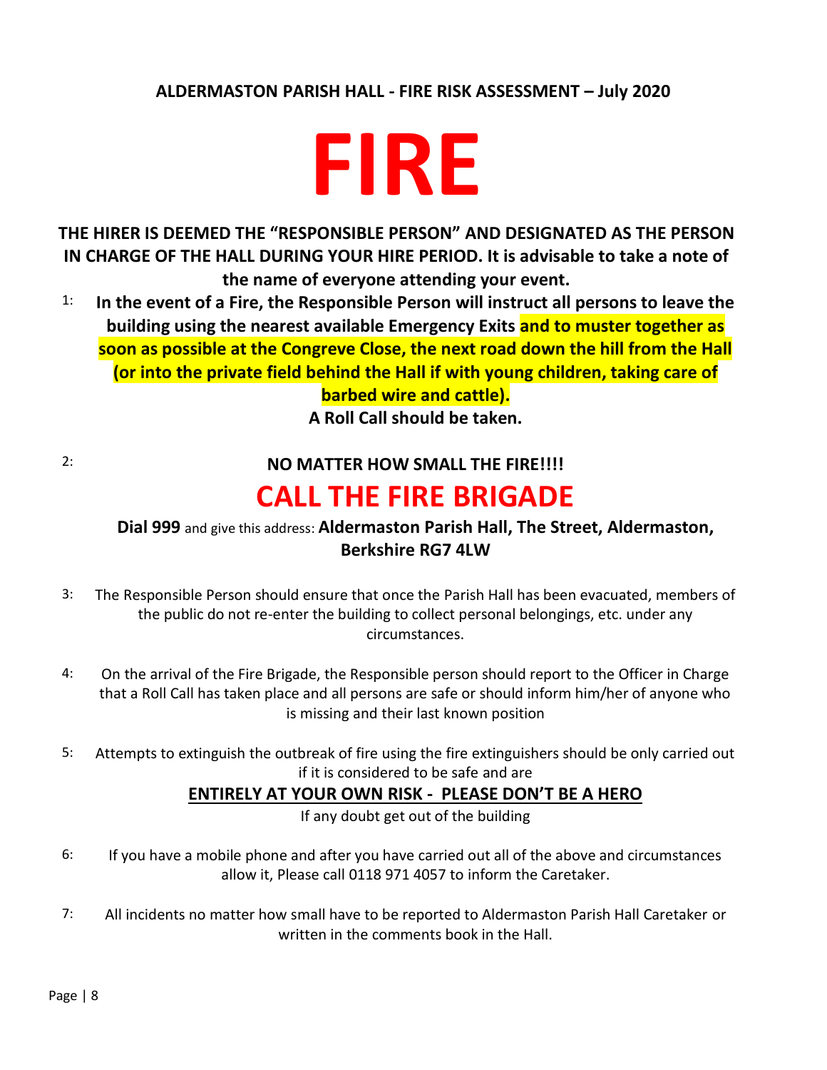**ALDERMASTON PARISH HALL - FIRE RISK ASSESSMENT – July 2020**

# FIRE

**THE HIRER IS DEEMED THE "RESPONSIBLE PERSON" AND DESIGNATED AS THE PERSON IN CHARGE OF THE HALL DURING YOUR HIRE PERIOD. It is advisable to take a note of the name of everyone attending your event.**

1: **In the event of a Fire, the Responsible Person will instruct all persons to leave the building using the nearest available Emergency Exits and to muster together as soon as possible at the Congreve Close, the next road down the hill from the Hall (or into the private field behind the Hall if with young children, taking care of barbed wire and cattle).**
**A Roll Call should be taken.**

2: **NO MATTER HOW SMALL THE FIRE!!!!**

## CALL THE FIRE BRIGADE

**Dial 999** and give this address: **Aldermaston Parish Hall, The Street, Aldermaston, Berkshire RG7 4LW**

3: The Responsible Person should ensure that once the Parish Hall has been evacuated, members of the public do not re-enter the building to collect personal belongings, etc. under any circumstances.

4: On the arrival of the Fire Brigade, the Responsible person should report to the Officer in Charge that a Roll Call has taken place and all persons are safe or should inform him/her of anyone who is missing and their last known position

5: Attempts to extinguish the outbreak of fire using the fire extinguishers should be only carried out if it is considered to be safe and are

**ENTIRELY AT YOUR OWN RISK - PLEASE DON'T BE A HERO**

If any doubt get out of the building

6: If you have a mobile phone and after you have carried out all of the above and circumstances allow it, Please call 0118 971 4057 to inform the Caretaker.

7: All incidents no matter how small have to be reported to Aldermaston Parish Hall Caretaker or written in the comments book in the Hall.